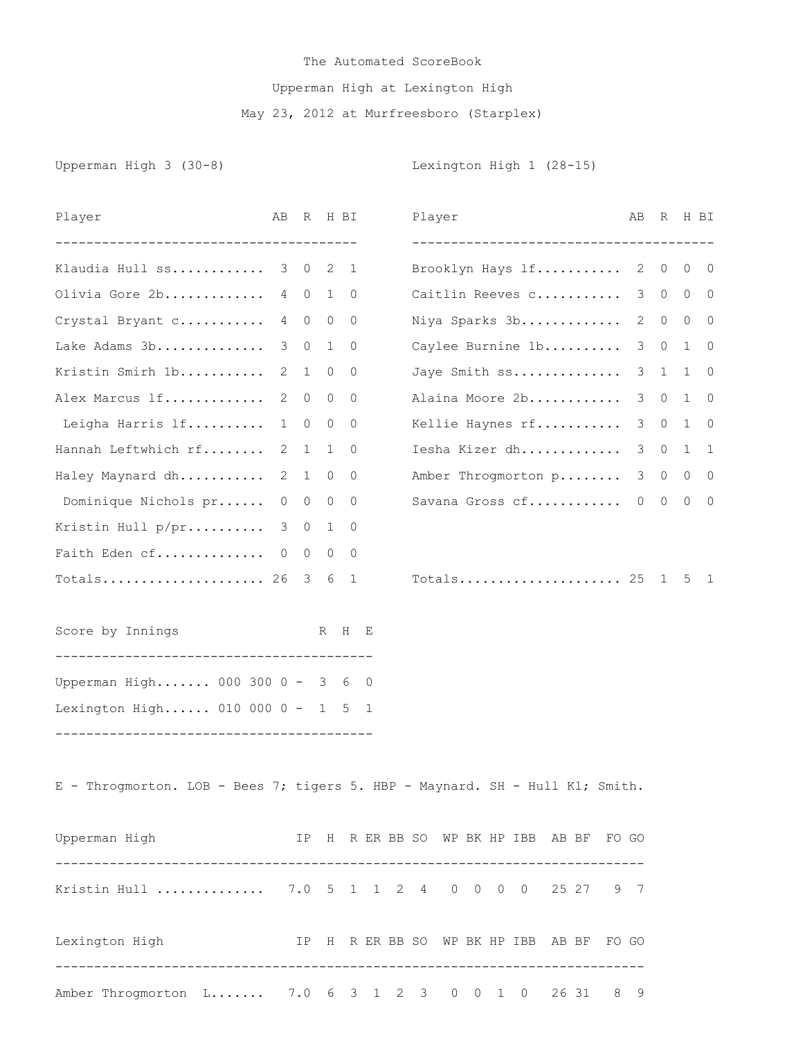The Automated ScoreBook

Upperman High at Lexington High

May 23, 2012 at Murfreesboro (Starplex)

**Upperman High 3 (30-8)**

| Player | AB | R | H | BI |
|---|---|---|---|---|
| Klaudia Hull ss | 3 | 0 | 2 | 1 |
| Olivia Gore 2b | 4 | 0 | 1 | 0 |
| Crystal Bryant c | 4 | 0 | 0 | 0 |
| Lake Adams 3b | 3 | 0 | 1 | 0 |
| Kristin Smirh 1b | 2 | 1 | 0 | 0 |
| Alex Marcus lf | 2 | 0 | 0 | 0 |
| Leigha Harris lf | 1 | 0 | 0 | 0 |
| Hannah Leftwhich rf | 2 | 1 | 1 | 0 |
| Haley Maynard dh | 2 | 1 | 0 | 0 |
| Dominique Nichols pr | 0 | 0 | 0 | 0 |
| Kristin Hull p/pr | 3 | 0 | 1 | 0 |
| Faith Eden cf | 0 | 0 | 0 | 0 |
| Totals | 26 | 3 | 6 | 1 |

**Lexington High 1 (28-15)**

| Player | AB | R | H | BI |
|---|---|---|---|---|
| Brooklyn Hays lf | 2 | 0 | 0 | 0 |
| Caitlin Reeves c | 3 | 0 | 0 | 0 |
| Niya Sparks 3b | 2 | 0 | 0 | 0 |
| Caylee Burnine 1b | 3 | 0 | 1 | 0 |
| Jaye Smith ss | 3 | 1 | 1 | 0 |
| Alaina Moore 2b | 3 | 0 | 1 | 0 |
| Kellie Haynes rf | 3 | 0 | 1 | 0 |
| Iesha Kizer dh | 3 | 0 | 1 | 1 |
| Amber Throgmorton p | 3 | 0 | 0 | 0 |
| Savana Gross cf | 0 | 0 | 0 | 0 |
| Totals | 25 | 1 | 5 | 1 |

| Score by Innings | | R | H | E |
|---|---|---|---|---|
| Upperman High | 000 300 0 | 3 | 6 | 0 |
| Lexington High | 010 000 0 | 1 | 5 | 1 |

E - Throgmorton. LOB - Bees 7; tigers 5. HBP - Maynard. SH - Hull Kl; Smith.

| Upperman High | IP | H | R | ER | BB | SO | WP | BK | HP | IBB | AB | BF | FO | GO |
|---|---|---|---|---|---|---|---|---|---|---|---|---|---|---|
| Kristin Hull | 7.0 | 5 | 1 | 1 | 2 | 4 | 0 | 0 | 0 | 0 | 25 | 27 | 9 | 7 |

| Lexington High | IP | H | R | ER | BB | SO | WP | BK | HP | IBB | AB | BF | FO | GO |
|---|---|---|---|---|---|---|---|---|---|---|---|---|---|---|
| Amber Throgmorton L | 7.0 | 6 | 3 | 1 | 2 | 3 | 0 | 0 | 1 | 0 | 26 | 31 | 8 | 9 |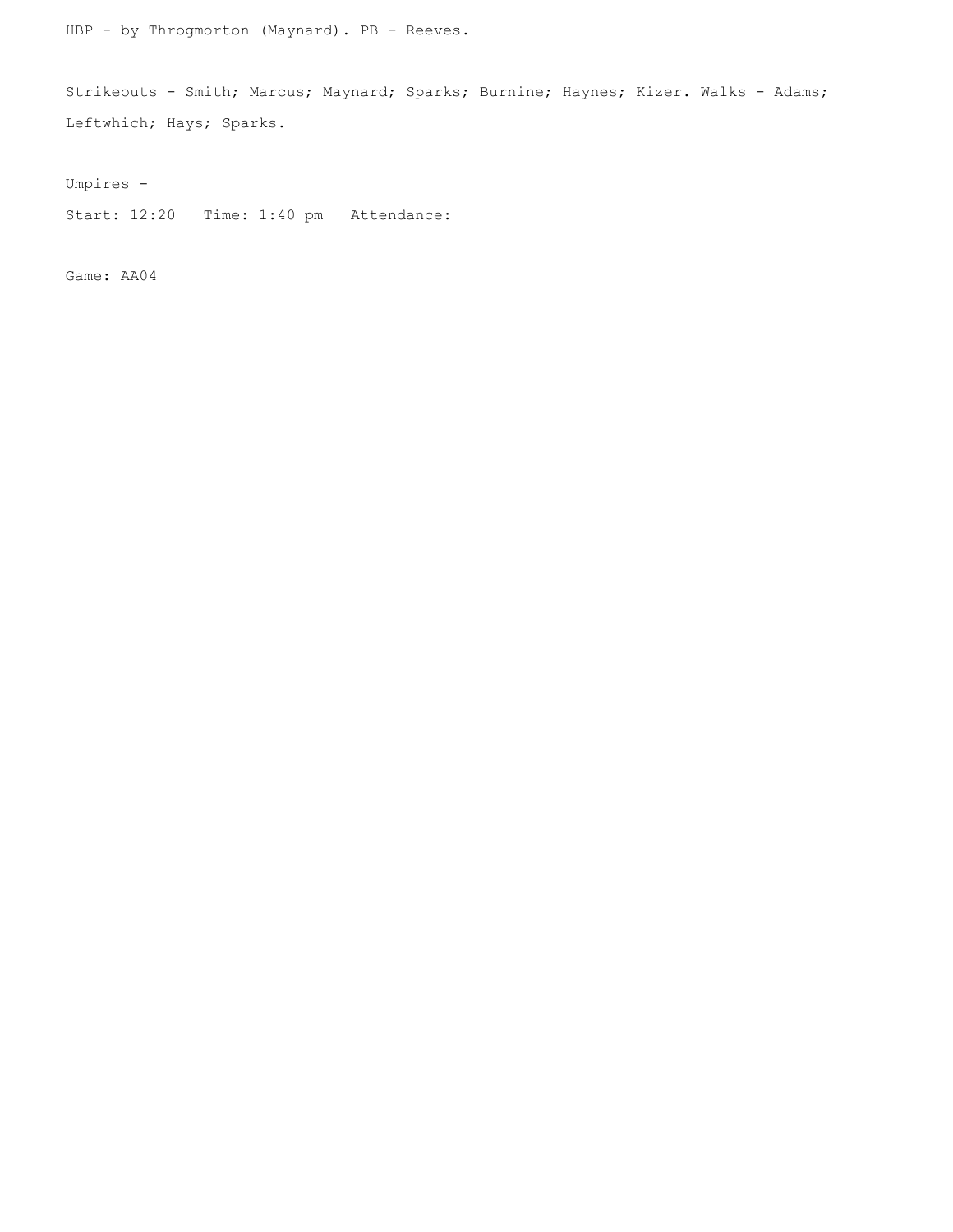HBP - by Throgmorton (Maynard). PB - Reeves.

Strikeouts - Smith; Marcus; Maynard; Sparks; Burnine; Haynes; Kizer. Walks - Adams; Leftwhich; Hays; Sparks.

Umpires -

Start: 12:20   Time: 1:40 pm   Attendance:

Game: AA04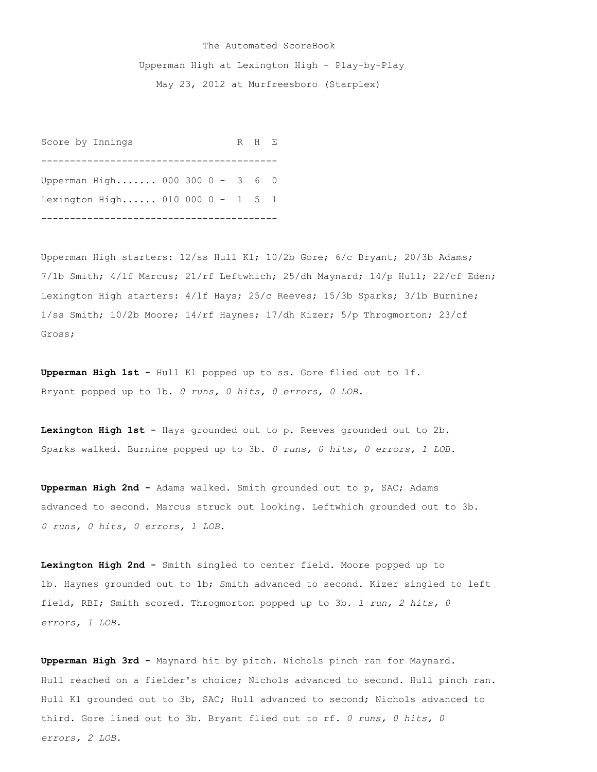The Automated ScoreBook

Upperman High at Lexington High - Play-by-Play

May 23, 2012 at Murfreesboro (Starplex)

| Score by Innings | | R | H | E |
|---|---|---|---|---|
| Upperman High....... | 000 300 0 - | 3 | 6 | 0 |
| Lexington High...... | 010 000 0 - | 1 | 5 | 1 |

Upperman High starters: 12/ss Hull Kl; 10/2b Gore; 6/c Bryant; 20/3b Adams; 7/1b Smith; 4/lf Marcus; 21/rf Leftwhich; 25/dh Maynard; 14/p Hull; 22/cf Eden;
Lexington High starters: 4/lf Hays; 25/c Reeves; 15/3b Sparks; 3/1b Burnine; 1/ss Smith; 10/2b Moore; 14/rf Haynes; 17/dh Kizer; 5/p Throgmorton; 23/cf Gross;

**Upperman High 1st -** Hull Kl popped up to ss. Gore flied out to lf. Bryant popped up to 1b. *0 runs, 0 hits, 0 errors, 0 LOB.*

**Lexington High 1st -** Hays grounded out to p. Reeves grounded out to 2b. Sparks walked. Burnine popped up to 3b. *0 runs, 0 hits, 0 errors, 1 LOB.*

**Upperman High 2nd -** Adams walked. Smith grounded out to p, SAC; Adams advanced to second. Marcus struck out looking. Leftwhich grounded out to 3b. *0 runs, 0 hits, 0 errors, 1 LOB.*

**Lexington High 2nd -** Smith singled to center field. Moore popped up to 1b. Haynes grounded out to 1b; Smith advanced to second. Kizer singled to left field, RBI; Smith scored. Throgmorton popped up to 3b. *1 run, 2 hits, 0 errors, 1 LOB.*

**Upperman High 3rd -** Maynard hit by pitch. Nichols pinch ran for Maynard. Hull reached on a fielder's choice; Nichols advanced to second. Hull pinch ran. Hull Kl grounded out to 3b, SAC; Hull advanced to second; Nichols advanced to third. Gore lined out to 3b. Bryant flied out to rf. *0 runs, 0 hits, 0 errors, 2 LOB.*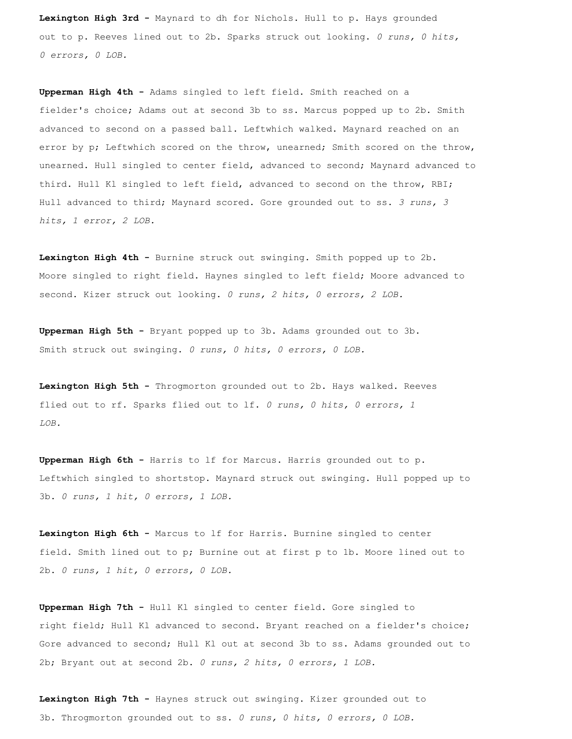**Lexington High 3rd -** Maynard to dh for Nichols. Hull to p. Hays grounded out to p. Reeves lined out to 2b. Sparks struck out looking. *0 runs, 0 hits, 0 errors, 0 LOB.*

**Upperman High 4th -** Adams singled to left field. Smith reached on a fielder's choice; Adams out at second 3b to ss. Marcus popped up to 2b. Smith advanced to second on a passed ball. Leftwhich walked. Maynard reached on an error by p; Leftwhich scored on the throw, unearned; Smith scored on the throw, unearned. Hull singled to center field, advanced to second; Maynard advanced to third. Hull Kl singled to left field, advanced to second on the throw, RBI; Hull advanced to third; Maynard scored. Gore grounded out to ss. *3 runs, 3 hits, 1 error, 2 LOB.*

**Lexington High 4th -** Burnine struck out swinging. Smith popped up to 2b. Moore singled to right field. Haynes singled to left field; Moore advanced to second. Kizer struck out looking. *0 runs, 2 hits, 0 errors, 2 LOB.*

**Upperman High 5th -** Bryant popped up to 3b. Adams grounded out to 3b. Smith struck out swinging. *0 runs, 0 hits, 0 errors, 0 LOB.*

**Lexington High 5th -** Throgmorton grounded out to 2b. Hays walked. Reeves flied out to rf. Sparks flied out to lf. *0 runs, 0 hits, 0 errors, 1 LOB.*

**Upperman High 6th -** Harris to lf for Marcus. Harris grounded out to p. Leftwhich singled to shortstop. Maynard struck out swinging. Hull popped up to 3b. *0 runs, 1 hit, 0 errors, 1 LOB.*

**Lexington High 6th -** Marcus to lf for Harris. Burnine singled to center field. Smith lined out to p; Burnine out at first p to 1b. Moore lined out to 2b. *0 runs, 1 hit, 0 errors, 0 LOB.*

**Upperman High 7th -** Hull Kl singled to center field. Gore singled to right field; Hull Kl advanced to second. Bryant reached on a fielder's choice; Gore advanced to second; Hull Kl out at second 3b to ss. Adams grounded out to 2b; Bryant out at second 2b. *0 runs, 2 hits, 0 errors, 1 LOB.*

**Lexington High 7th -** Haynes struck out swinging. Kizer grounded out to 3b. Throgmorton grounded out to ss. *0 runs, 0 hits, 0 errors, 0 LOB.*